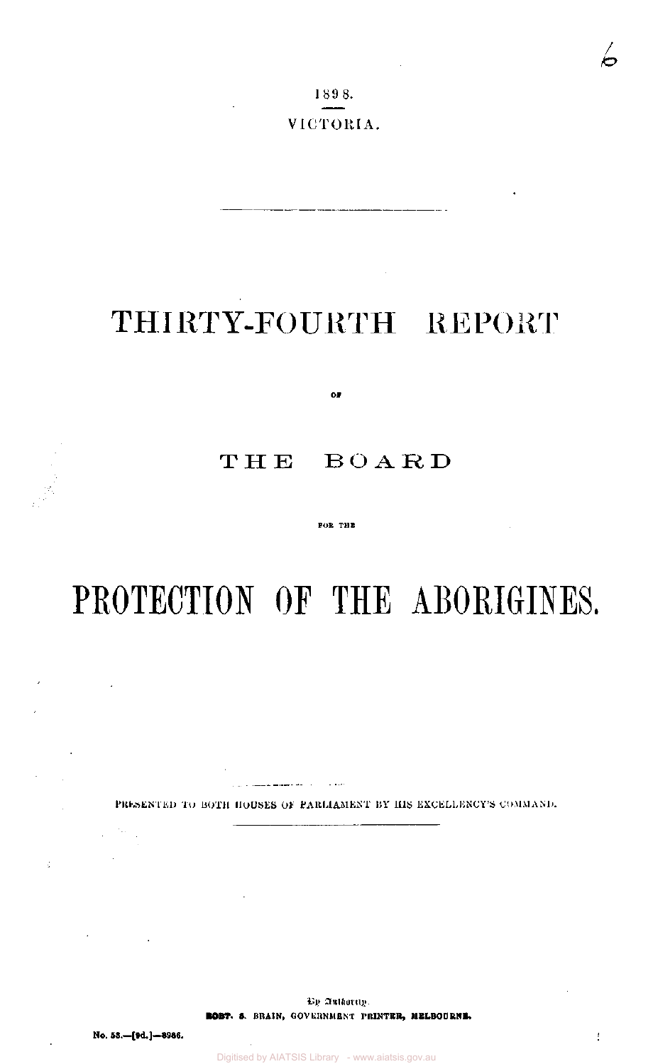1898.

VICTORIA.

# THIRTY-FOURTH REPORT

OF

## THE BOARD

FOR THE

# PROTECTION OF THE ABORIGINES.

PRESENTED TO BOTH HOUSES OF PARLIAMENT BY HIS EXCELLENCY'S COMMAND.

By Authority.
ROBT. S. BRAIN, GOVERNMENT PRINTER, MELBOURNE.

No. 55.—[9d.]—8986.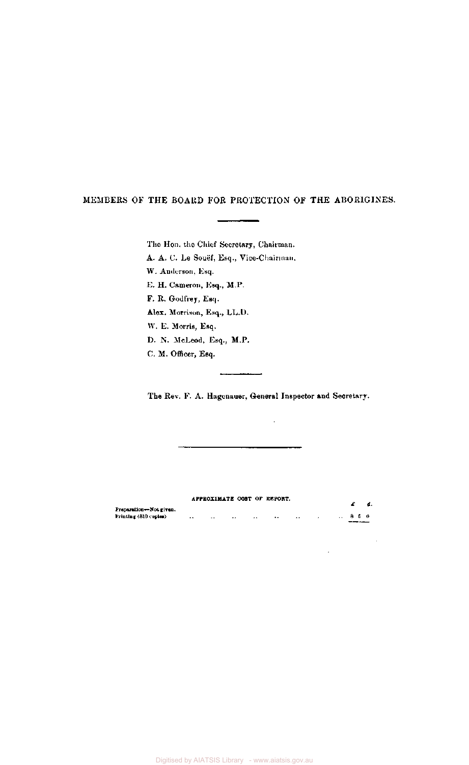# MEMBERS OF THE BOARD FOR PROTECTION OF THE ABORIGINES.

The Hon. the Chief Secretary, Chairman.

A. A. C. Le Souëf, Esq., Vice-Chairman.

W. Anderson, Esq.

E. H. Cameron, Esq., M.P.

F. R. Godfrey, Esq.

Alex. Morrison, Esq., LL.D.

W. E. Morris, Esq.

D. N. McLeod, Esq., M.P.

C. M. Officer, Esq.

The Rev. F. A. Hagenauer, General Inspector and Secretary.

APPROXIMATE COST OF REPORT.

| | £ | s. | d. |
| --- | --- | --- | --- |
| Preparation—Not given. | | | |
| Printing (810 copies) .. .. .. .. .. .. .. .. | 8 | 5 | 0 |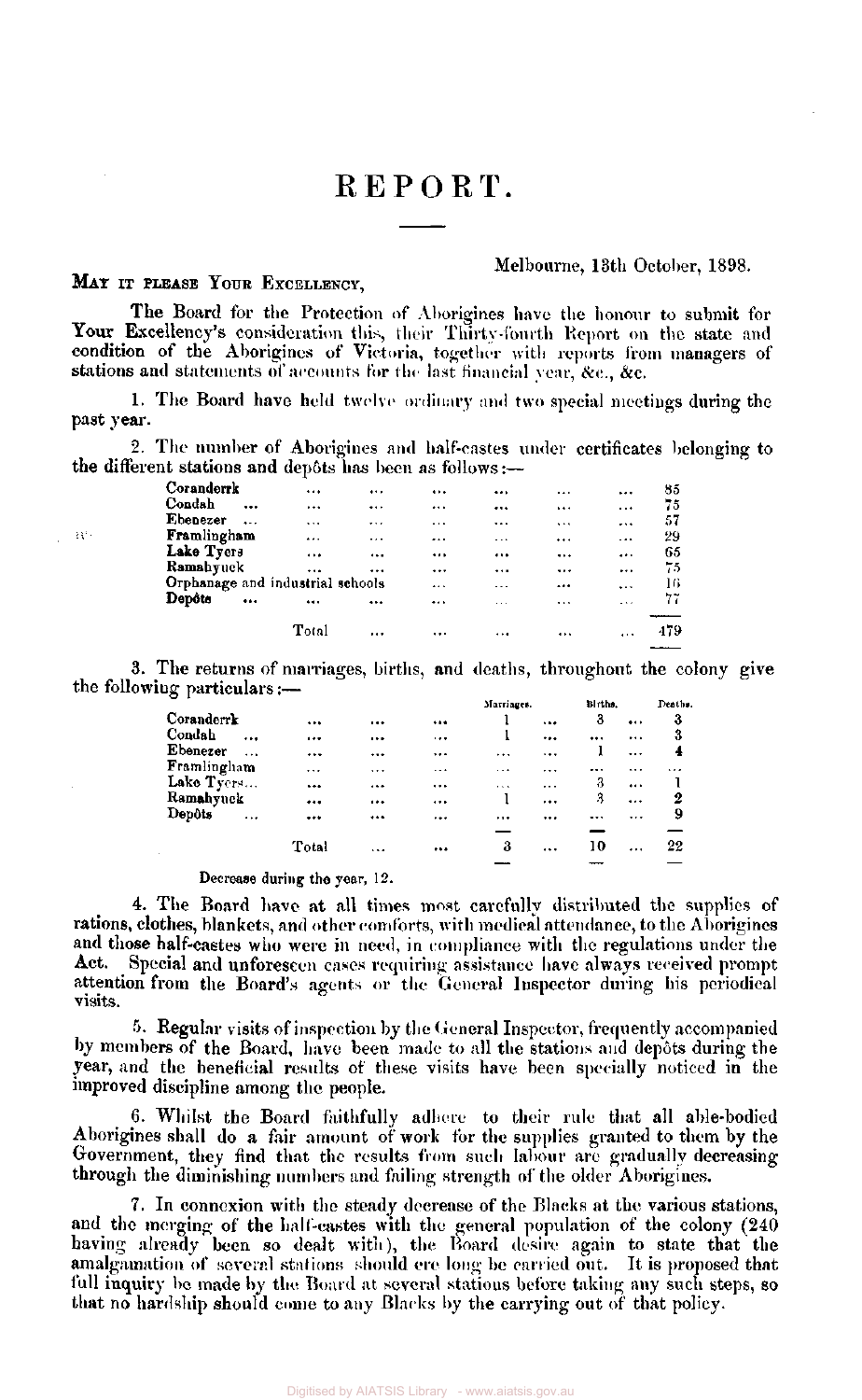# REPORT.

Melbourne, 13th October, 1898.

MAY IT PLEASE YOUR EXCELLENCY,

The Board for the Protection of Aborigines have the honour to submit for Your Excellency's consideration this, their Thirty-fourth Report on the state and condition of the Aborigines of Victoria, together with reports from managers of stations and statements of accounts for the last financial year, &c., &c.

1. The Board have held twelve ordinary and two special meetings during the past year.

2. The number of Aborigines and half-castes under certificates belonging to the different stations and depôts has been as follows:—

| Station | Number |
|---|---|
| Coranderrk | 85 |
| Condah | 75 |
| Ebenezer | 57 |
| Framlingham | 29 |
| Lake Tyers | 65 |
| Ramahyuck | 75 |
| Orphanage and industrial schools | 16 |
| Depôts | 77 |
| Total | 479 |

3. The returns of marriages, births, and deaths, throughout the colony give the following particulars:—

| | Marriages. | Births. | Deaths. |
|---|---|---|---|
| Coranderrk | 1 | 3 | 3 |
| Condah | 1 | ... | 3 |
| Ebenezer | ... | 1 | 4 |
| Framlingham | ... | ... | ... |
| Lake Tyers | ... | 3 | 1 |
| Ramahyuck | 1 | 3 | 2 |
| Depôts | ... | ... | 9 |
| Total | 3 | 10 | 22 |

Decrease during the year, 12.

4. The Board have at all times most carefully distributed the supplies of rations, clothes, blankets, and other comforts, with medical attendance, to the Aborigines and those half-castes who were in need, in compliance with the regulations under the Act. Special and unforeseen cases requiring assistance have always received prompt attention from the Board's agents or the General Inspector during his periodical visits.

5. Regular visits of inspection by the General Inspector, frequently accompanied by members of the Board, have been made to all the stations and depôts during the year, and the beneficial results of these visits have been specially noticed in the improved discipline among the people.

6. Whilst the Board faithfully adhere to their rule that all able-bodied Aborigines shall do a fair amount of work for the supplies granted to them by the Government, they find that the results from such labour are gradually decreasing through the diminishing numbers and failing strength of the older Aborigines.

7. In connexion with the steady decrease of the Blacks at the various stations, and the merging of the half-castes with the general population of the colony (240 having already been so dealt with), the Board desire again to state that the amalgamation of several stations should ere long be carried out. It is proposed that full inquiry be made by the Board at several stations before taking any such steps, so that no hardship should come to any Blacks by the carrying out of that policy.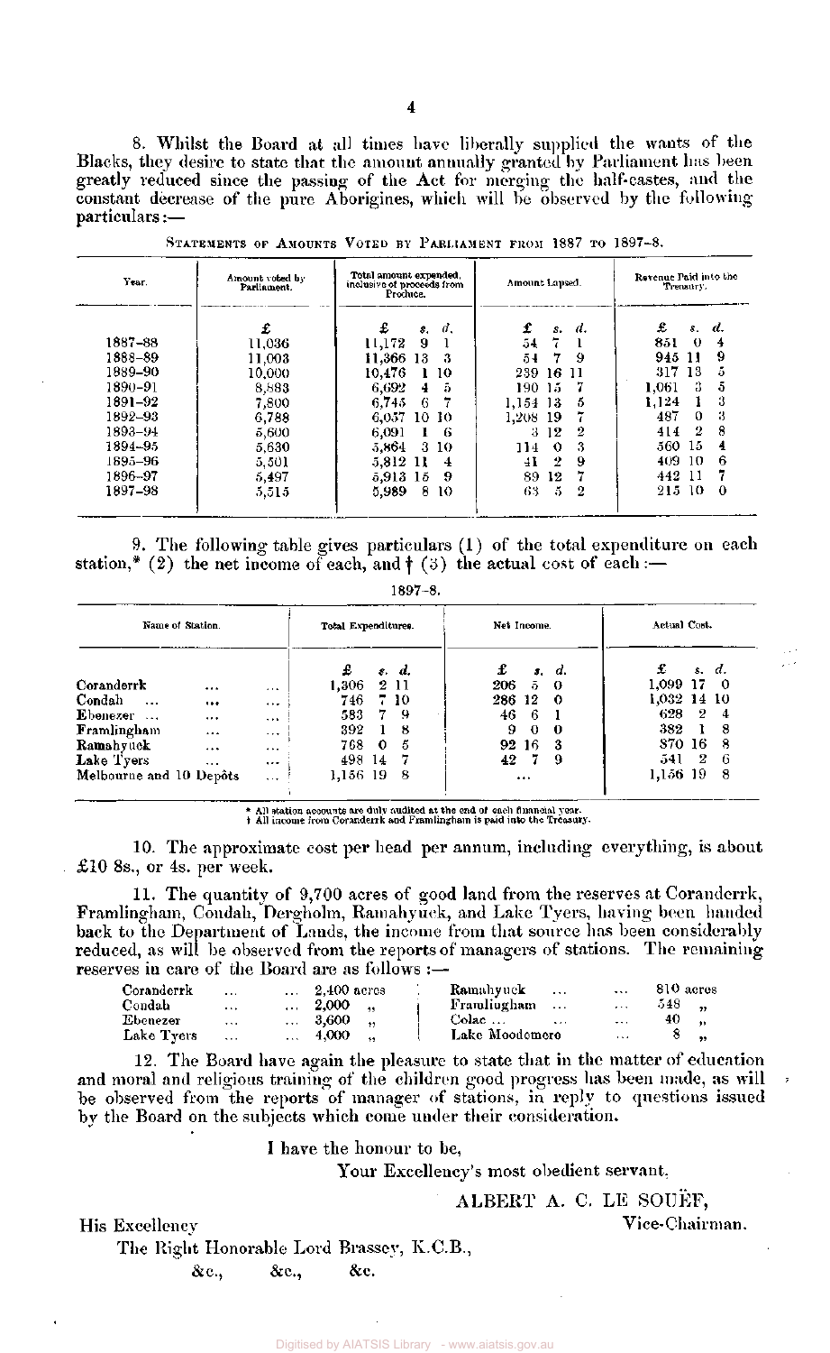8. Whilst the Board at all times have liberally supplied the wants of the Blacks, they desire to state that the amount annually granted by Parliament has been greatly reduced since the passing of the Act for merging the half-castes, and the constant decrease of the pure Aborigines, which will be observed by the following particulars:—

STATEMENTS OF AMOUNTS VOTED BY PARLIAMENT FROM 1887 TO 1897-8.

| Year. | Amount voted by Parliament. | Total amount expended, inclusive of proceeds from Produce. | Amount Lapsed. | Revenue Paid into the Treasury. |
|---|---|---|---|---|
| | £ | £ s. d. | £ s. d. | £ s. d. |
| 1887–88 | 11,036 | 11,172 9 1 | 54 7 1 | 851 0 4 |
| 1888–89 | 11,003 | 11,366 13 3 | 54 7 9 | 945 11 9 |
| 1889–90 | 10,000 | 10,476 1 10 | 239 16 11 | 317 13 5 |
| 1890–91 | 8,883 | 6,692 4 5 | 190 15 7 | 1,061 3 5 |
| 1891–92 | 7,800 | 6,745 6 7 | 1,154 13 5 | 1,124 1 3 |
| 1892–93 | 6,788 | 6,057 10 10 | 1,208 19 7 | 487 0 3 |
| 1893–94 | 5,600 | 6,091 1 6 | 3 12 2 | 414 2 8 |
| 1894–95 | 5,630 | 5,864 3 10 | 114 0 3 | 560 15 4 |
| 1895–96 | 5,501 | 5,812 11 4 | 41 2 9 | 409 10 6 |
| 1896–97 | 5,497 | 5,913 15 9 | 89 12 7 | 442 11 7 |
| 1897–98 | 5,515 | 5,989 8 10 | 63 5 2 | 215 10 0 |

9. The following table gives particulars (1) of the total expenditure on each station,* (2) the net income of each, and † (3) the actual cost of each:—

1897–8.

| Name of Station. | Total Expenditures. | Net Income. | Actual Cost. |
|---|---|---|---|
| | £ s. d. | £ s. d. | £ s. d. |
| Coranderrk ... ... | 1,306 2 11 | 206 5 0 | 1,099 17 0 |
| Condah ... ... ... | 746 7 10 | 286 12 0 | 1,032 14 10 |
| Ebenezer ... ... ... | 583 7 9 | 46 6 1 | 628 2 4 |
| Framlingham ... ... | 392 1 8 | 9 0 0 | 382 1 8 |
| Ramahyuck ... ... | 768 0 5 | 92 16 3 | 870 16 8 |
| Lake Tyers ... ... | 498 14 7 | 42 7 9 | 541 2 6 |
| Melbourne and 10 Depôts ... | 1,156 19 8 | ... | 1,156 19 8 |

\* All station accounts are duly audited at the end of each financial year.
† All income from Coranderrk and Framlingham is paid into the Treasury.

10. The approximate cost per head per annum, including everything, is about £10 8s., or 4s. per week.

11. The quantity of 9,700 acres of good land from the reserves at Coranderrk, Framlingham, Condah, Dergholm, Ramahyuck, and Lake Tyers, having been handed back to the Department of Lands, the income from that source has been considerably reduced, as will be observed from the reports of managers of stations. The remaining reserves in care of the Board are as follows:—

| | | | |
|---|---|---|---|
| Coranderrk ... ... | 2,400 acres | Ramahyuck ... ... | 810 acres |
| Condah ... ... | 2,000 ,, | Framlingham ... ... | 548 ,, |
| Ebenezer ... ... | 3,600 ,, | Colac ... ... ... | 40 ,, |
| Lake Tyers ... ... | 4,000 ,, | Lake Moodemere ... | 8 ,, |

12. The Board have again the pleasure to state that in the matter of education and moral and religious training of the children good progress has been made, as will be observed from the reports of manager of stations, in reply to questions issued by the Board on the subjects which come under their consideration.

I have the honour to be,

Your Excellency's most obedient servant,

ALBERT A. C. LE SOUËF,
Vice-Chairman.

His Excellency
The Right Honorable Lord Brassey, K.C.B.,
&c., &c., &c.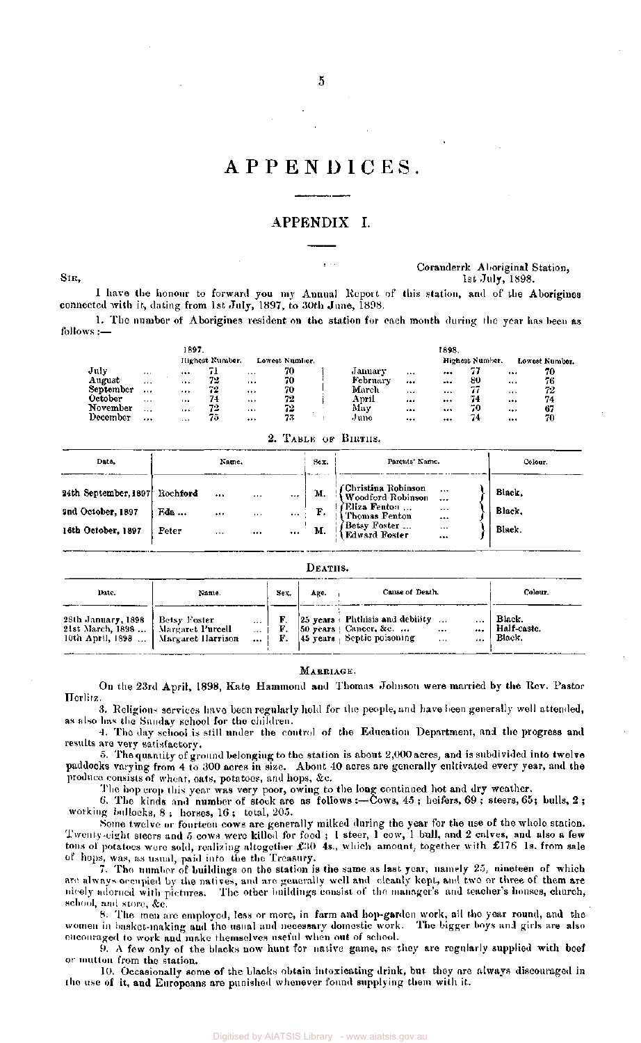# APPENDICES.

## APPENDIX I.

Coranderrk Aboriginal Station,
1st July, 1898.

SIR,

I have the honour to forward you my Annual Report of this station, and of the Aborigines connected with it, dating from 1st July, 1897, to 30th June, 1898.

1. The number of Aborigines resident on the station for each month during the year has been as follows:—

| 1897. | Highest Number. | Lowest Number. | 1898. | Highest Number. | Lowest Number. |
|---|---|---|---|---|---|
| July | 71 | 70 | January | 77 | 70 |
| August | 72 | 70 | February | 80 | 76 |
| September | 72 | 70 | March | 77 | 72 |
| October | 74 | 72 | April | 74 | 74 |
| November | 72 | 72 | May | 70 | 67 |
| December | 75 | 73 | June | 74 | 70 |

2. TABLE OF BIRTHS.

| Date. | Name. | Sex. | Parents' Name. | Colour. |
|---|---|---|---|---|
| 24th September, 1897 | Rochford | M. | Christina Robinson / Woodford Robinson | Black. |
| 2nd October, 1897 | Edn ... | F. | Eliza Fenton ... / Thomas Fenton | Black. |
| 16th October, 1897 | Peter | M. | Betsy Foster ... / Edward Foster | Black. |

DEATHS.

| Date. | Name. | Sex. | Age. | Cause of Death. | Colour. |
|---|---|---|---|---|---|
| 28th January, 1898 | Betsy Foster | F. | 25 years | Phthisis and debility | Black. |
| 21st March, 1898 | Margaret Purcell | F. | 50 years | Cancer, &c. | Half-caste. |
| 10th April, 1898 | Margaret Harrison | F. | 45 years | Septic poisoning | Black. |

MARRIAGE.

On the 23rd April, 1898, Kate Hammond and Thomas Johnson were married by the Rev. Pastor Herlitz.

3. Religious services have been regularly held for the people, and have been generally well attended, as also has the Sunday school for the children.

4. The day school is still under the control of the Education Department, and the progress and results are very satisfactory.

5. The quantity of ground belonging to the station is about 2,000 acres, and is subdivided into twelve paddocks varying from 4 to 300 acres in size. About 40 acres are generally cultivated every year, and the produce consists of wheat, oats, potatoes, and hops, &c.

The hop crop this year was very poor, owing to the long continued hot and dry weather.

6. The kinds and number of stock are as follows:—Cows, 45; heifers, 69; steers, 65; bulls, 2; working bullocks, 8; horses, 16; total, 205.

Some twelve or fourteen cows are generally milked during the year for the use of the whole station. Twenty-eight steers and 5 cows were killed for food; 1 steer, 1 cow, 1 bull, and 2 calves, and also a few tons of potatoes were sold, realizing altogether £30 4s., which amount, together with £176 1s. from sale of hops, was, as usual, paid into the Treasury.

7. The number of buildings on the station is the same as last year, namely 25, nineteen of which are always occupied by the natives, and are generally well and cleanly kept, and two or three of them are nicely adorned with pictures. The other buildings consist of the manager's and teacher's houses, church, school, and store, &c.

8. The men are employed, less or more, in farm and hop-garden work, all the year round, and the women in basket-making and the usual and necessary domestic work. The bigger boys and girls are also encouraged to work and make themselves useful when out of school.

9. A few only of the blacks now hunt for native game, as they are regularly supplied with beef or mutton from the station.

10. Occasionally some of the blacks obtain intoxicating drink, but they are always discouraged in the use of it, and Europeans are punished whenever found supplying them with it.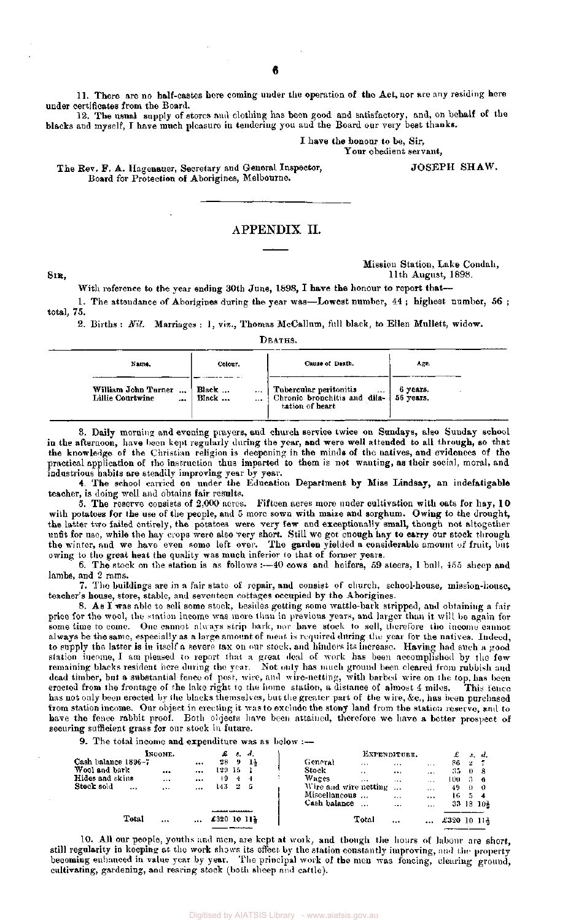11. There are no half-castes here coming under the operation of the Act, nor are any residing here under certificates from the Board.

12. The usual supply of stores and clothing has been good and satisfactory, and, on behalf of the blacks and myself, I have much pleasure in tendering you and the Board our very best thanks.

I have the honour to be, Sir,
Your obedient servant,

JOSEPH SHAW.

The Rev. F. A. Hagenauer, Secretary and General Inspector, Board for Protection of Aborigines, Melbourne.

## APPENDIX II.

Mission Station, Lake Condah,
11th August, 1898.

SIR,

With reference to the year ending 30th June, 1898, I have the honour to report that—

1. The attendance of Aborigines during the year was—Lowest number, 44; highest number, 56; total, 75.

2. Births: *Nil.* Marriages: 1, viz., Thomas McCallum, full black, to Ellen Mullett, widow.

DEATHS.

| Name. | Colour. | Cause of Death. | Age. |
|---|---|---|---|
| William John Turner ... | Black ... ... | Tubercular peritonitis ... | 6 years. |
| Lillie Courtwine ... | Black ... ... | Chronic bronchitis and dilatation of heart | 56 years. |

3. Daily morning and evening prayers, and church service twice on Sundays, also Sunday school in the afternoon, have been kept regularly during the year, and were well attended to all through, so that the knowledge of the Christian religion is deepening in the minds of the natives, and evidences of the practical application of the instruction thus imparted to them is not wanting, as their social, moral, and industrious habits are steadily improving year by year.

4. The school carried on under the Education Department by Miss Lindsay, an indefatigable teacher, is doing well and obtains fair results.

5. The reserve consists of 2,000 acres. Fifteen acres more under cultivation with oats for hay, 10 with potatoes for the use of the people, and 5 more sown with maize and sorghum. Owing to the drought, the latter two failed entirely, the potatoes were very few and exceptionally small, though not altogether unfit for use, while the hay crops were also very short. Still we got enough hay to carry our stock through the winter, and we have even some left over. The garden yielded a considerable amount of fruit, but owing to the great heat the quality was much inferior to that of former years.

6. The stock on the station is as follows:—40 cows and heifers, 59 steers, 1 bull, 455 sheep and lambs, and 2 rams.

7. The buildings are in a fair state of repair, and consist of church, school-house, mission-house, teacher's house, store, stable, and seventeen cottages occupied by the Aborigines.

8. As I was able to sell some stock, besides getting some wattle-bark stripped, and obtaining a fair price for the wool, the station income was more than in previous years, and larger than it will be again for some time to come. One cannot always strip bark, nor have stock to sell, therefore the income cannot always be the same, especially as a large amount of meat is required during the year for the natives. Indeed, to supply the latter is in itself a severe tax on our stock, and hinders its increase. Having had such a good station income, I am pleased to report that a great deal of work has been accomplished by the few remaining blacks resident here during the year. Not only has much ground been cleared from rubbish and dead timber, but a substantial fence of post, wire, and wire-netting, with barbed wire on the top, has been erected from the frontage of the lake right to the home station, a distance of almost 4 miles. This fence has not only been erected by the blacks themselves, but the greater part of the wire, &c., has been purchased from station income. Our object in erecting it was to exclude the stony land from the station reserve, and to have the fence rabbit proof. Both objects have been attained, therefore we have a better prospect of securing sufficient grass for our stock in future.

9. The total income and expenditure was as below:—

| INCOME. | £ | s. | d. | EXPENDITURE. | £ | s. | d. |
|---|---|---|---|---|---|---|---|
| Cash balance 1896-7 ... | 28 | 9 | 1½ | General ... ... ... | 86 | 2 | 7 |
| Wool and bark ... ... | 129 | 15 | 1 | Stock ... ... ... | 35 | 0 | 8 |
| Hides and skins ... ... | 19 | 4 | 4 | Wages ... ... ... | 100 | 3 | 6 |
| Stock sold ... ... ... | 143 | 2 | 5 | Wire and wire netting ... ... | 49 | 0 | 0 |
| | | | | Miscellaneous ... ... | 16 | 5 | 4 |
| | | | | Cash balance ... ... | 33 | 18 | 10½ |
| Total ... ... | £320 | 10 | 11½ | Total ... ... | £320 | 10 | 11½ |

10. All our people, youths and men, are kept at work, and though the hours of labour are short, still regularity in keeping at the work shows its effect by the station constantly improving, and the property becoming enhanced in value year by year. The principal work of the men was fencing, clearing ground, cultivating, gardening, and rearing stock (both sheep and cattle).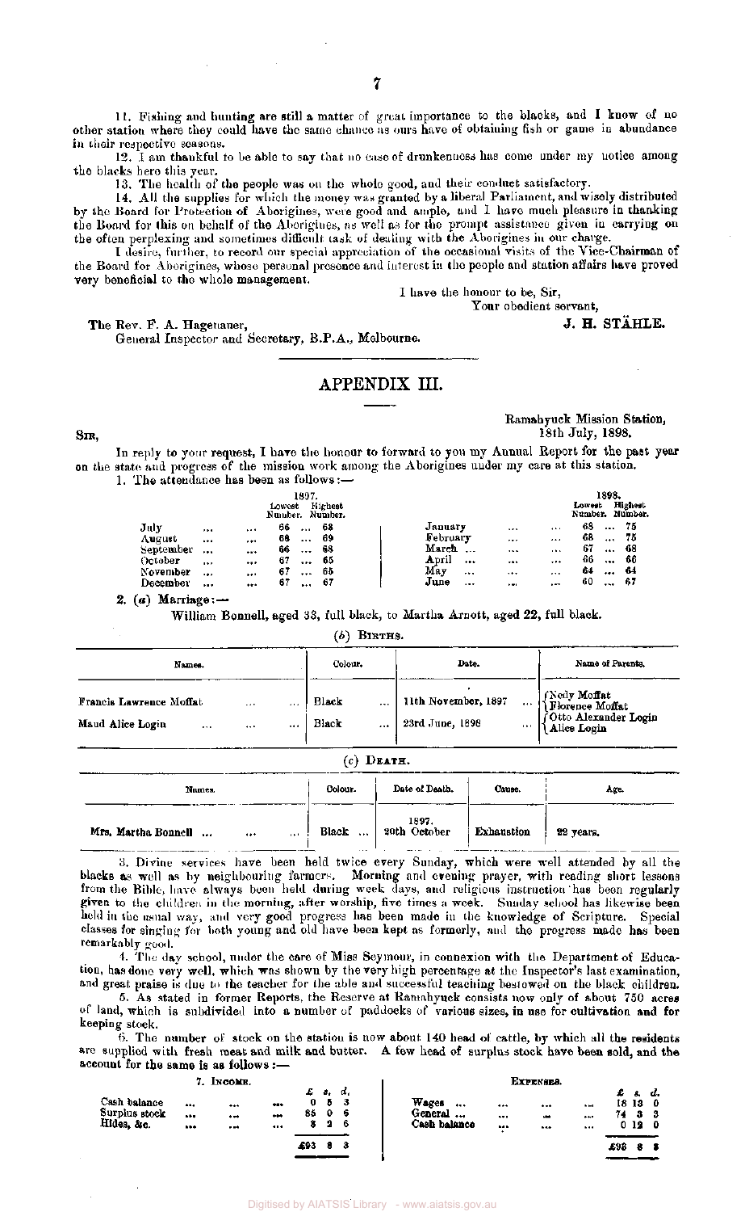11. Fishing and hunting are still a matter of great importance to the blacks, and I know of no other station where they could have the same chance as ours have of obtaining fish or game in abundance in their respective seasons.

12. I am thankful to be able to say that no case of drunkenness has come under my notice among the blacks here this year.

13. The health of the people was on the whole good, and their conduct satisfactory.

14. All the supplies for which the money was granted by a liberal Parliament, and wisely distributed by the Board for Protection of Aborigines, were good and ample, and I have much pleasure in thanking the Board for this on behalf of the Aborigines, as well as for the prompt assistance given in carrying on the often perplexing and sometimes difficult task of dealing with the Aborigines in our charge.

I desire, further, to record our special appreciation of the occasional visits of the Vice-Chairman of the Board for Aborigines, whose personal presence and interest in the people and station affairs have proved very beneficial to the whole management.

I have the honour to be, Sir,
Your obedient servant,
J. H. STÄHLE.

The Rev. F. A. Hagenauer,
General Inspector and Secretary, B.P.A., Melbourne.

## APPENDIX III.

Ramahyuck Mission Station,
18th July, 1898.

Sir,

In reply to your request, I have the honour to forward to you my Annual Report for the past year on the state and progress of the mission work among the Aborigines under my care at this station.

1. The attendance has been as follows:—

| 1897. | Lowest Number. | Highest Number. | 1898. | Lowest Number. | Highest Number. |
|---|---|---|---|---|---|
| July | 66 | 68 | January | 68 | 75 |
| August | 68 | 69 | February | 68 | 75 |
| September | 66 | 68 | March | 67 | 68 |
| October | 67 | 65 | April | 66 | 66 |
| November | 67 | 65 | May | 64 | 64 |
| December | 67 | 67 | June | 60 | 67 |

2. (*a*) Marriage:—

William Bonnell, aged 33, full black, to Martha Arnott, aged 22, full black.

(*b*) Births.

| Names. | Colour. | Date. | Name of Parents. |
|---|---|---|---|
| Francis Lawrence Moffat | Black | 11th November, 1897 | Nedy Moffat / Florence Moffat |
| Maud Alice Login | Black | 23rd June, 1898 | Otto Alexander Login / Alice Login |

(*c*) Death.

| Names. | Colour. | Date of Death. | Cause. | Age. |
|---|---|---|---|---|
| Mrs. Martha Bonnell | Black | 1897. 20th October | Exhaustion | 22 years. |

3. Divine services have been held twice every Sunday, which were well attended by all the blacks as well as by neighbouring farmers. Morning and evening prayer, with reading short lessons from the Bible, have always been held during week days, and religious instruction has been regularly given to the children in the morning, after worship, five times a week. Sunday school has likewise been held in the usual way, and very good progress has been made in the knowledge of Scripture. Special classes for singing for both young and old have been kept as formerly, and the progress made has been remarkably good.

4. The day school, under the care of Miss Seymour, in connexion with the Department of Education, has done very well, which was shown by the very high percentage at the Inspector's last examination, and great praise is due to the teacher for the able and successful teaching bestowed on the black children.

5. As stated in former Reports, the Reserve at Ramahyuck consists now only of about 750 acres of land, which is subdivided into a number of paddocks of various sizes, in use for cultivation and for keeping stock.

6. The number of stock on the station is now about 140 head of cattle, by which all the residents are supplied with fresh meat and milk and butter. A few head of surplus stock have been sold, and the account for the same is as follows:—

7. Income.

| | £ | s. | d. |
|---|---|---|---|
| Cash balance | 0 | 5 | 3 |
| Surplus stock | 85 | 0 | 6 |
| Hides, &c. | 8 | 2 | 6 |
| | £93 | 8 | 3 |

Expenses.

| | £ | s. | d. |
|---|---|---|---|
| Wages | 18 | 13 | 0 |
| General | 74 | 3 | 3 |
| Cash balance | 0 | 12 | 0 |
| | £93 | 8 | 3 |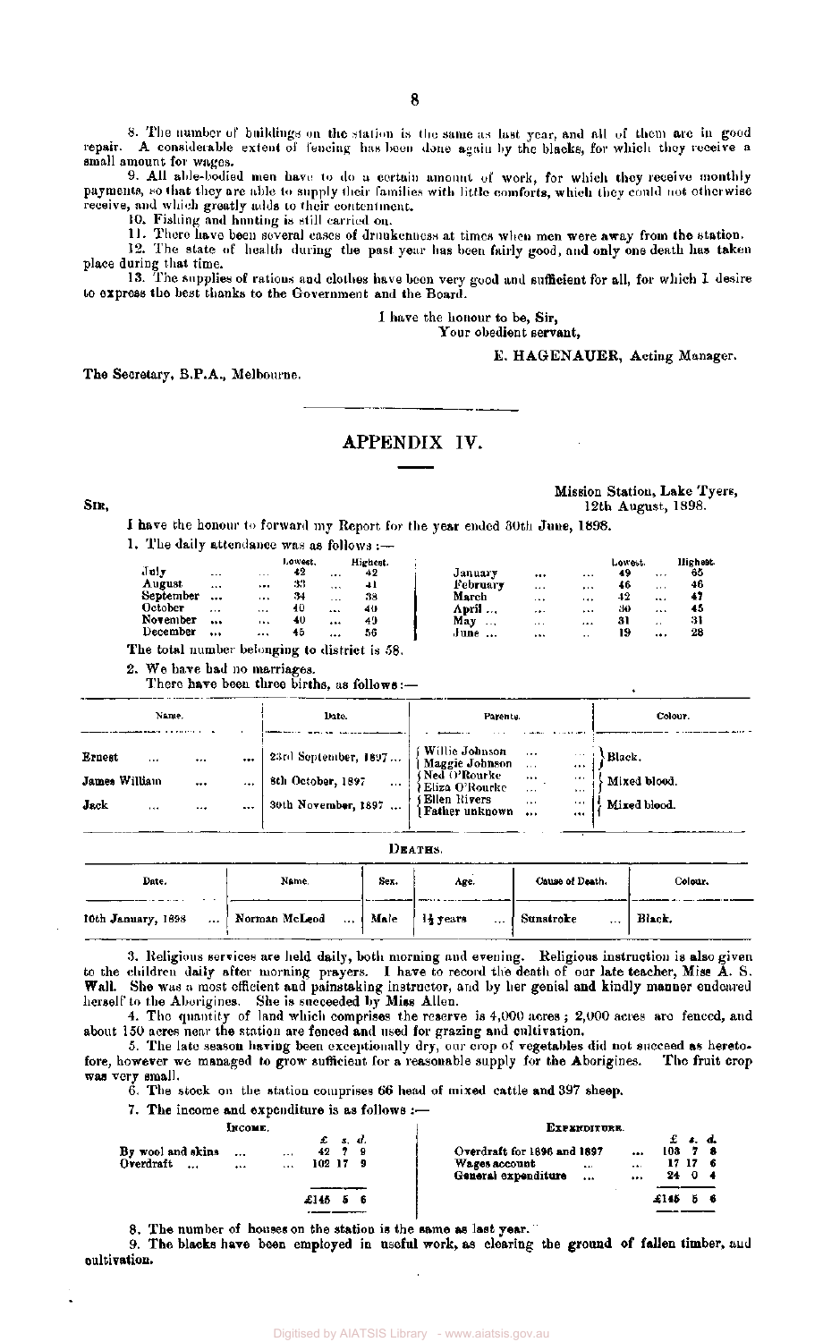8. The number of buildings on the station is the same as last year, and all of them are in good repair. A considerable extent of fencing has been done again by the blacks, for which they receive a small amount for wages.

9. All able-bodied men have to do a certain amount of work, for which they receive monthly payments, so that they are able to supply their families with little comforts, which they could not otherwise receive, and which greatly adds to their contentment.

10. Fishing and hunting is still carried on.

11. There have been several cases of drunkenness at times when men were away from the station.

12. The state of health during the past year has been fairly good, and only one death has taken place during that time.

13. The supplies of rations and clothes have been very good and sufficient for all, for which I desire to express the best thanks to the Government and the Board.

I have the honour to be, Sir,
Your obedient servant,

E. HAGENAUER, Acting Manager.

The Secretary, B.P.A., Melbourne.

## APPENDIX IV.

Mission Station, Lake Tyers,
12th August, 1898.

SIR,

I have the honour to forward my Report for the year ended 30th June, 1898.

1. The daily attendance was as follows:—

| | Lowest. | Highest. | | Lowest. | Highest. |
|---|---|---|---|---|---|
| July | 42 | 42 | January | 49 | 65 |
| August | 33 | 41 | February | 46 | 46 |
| September | 34 | 38 | March | 42 | 47 |
| October | 40 | 40 | April | 30 | 45 |
| November | 40 | 49 | May | 31 | 31 |
| December | 45 | 56 | June | 19 | 28 |

The total number belonging to district is 58.

2. We have had no marriages.

There have been three births, as follows:—

| Name. | Date. | Parents. | Colour. |
|---|---|---|---|
| Ernest | 23rd September, 1897 | Willie Johnson / Maggie Johnson | Black. |
| James William | 8th October, 1897 | Ned O'Rourke / Eliza O'Rourke | Mixed blood. |
| Jack | 30th November, 1897 | Ellen Rivers / Father unknown | Mixed blood. |

DEATHS.

| Date. | Name. | Sex. | Age. | Cause of Death. | Colour. |
|---|---|---|---|---|---|
| 10th January, 1898 | Norman McLeod | Male | 1½ years | Sunstroke | Black. |

3. Religious services are held daily, both morning and evening. Religious instruction is also given to the children daily after morning prayers. I have to record the death of our late teacher, Miss A. S. Wall. She was a most efficient and painstaking instructor, and by her genial and kindly manner endeared herself to the Aborigines. She is succeeded by Miss Allen.

4. The quantity of land which comprises the reserve is 4,000 acres; 2,000 acres are fenced, and about 150 acres near the station are fenced and used for grazing and cultivation.

5. The late season having been exceptionally dry, our crop of vegetables did not succeed as heretofore, however we managed to grow sufficient for a reasonable supply for the Aborigines. The fruit crop was very small.

6. The stock on the station comprises 66 head of mixed cattle and 397 sheep.

7. The income and expenditure is as follows:—

| INCOME. | £ | s. | d. | EXPENDITURE. | £ | s. | d. |
|---|---|---|---|---|---|---|---|
| By wool and skins | 42 | 7 | 9 | Overdraft for 1896 and 1897 | 103 | 7 | 8 |
| Overdraft | 102 | 17 | 9 | Wages account | 17 | 17 | 6 |
| | | | | General expenditure | 24 | 0 | 4 |
| | £145 | 5 | 6 | | £145 | 5 | 6 |

8. The number of houses on the station is the same as last year.

9. The blacks have been employed in useful work, as clearing the ground of fallen timber, and cultivation.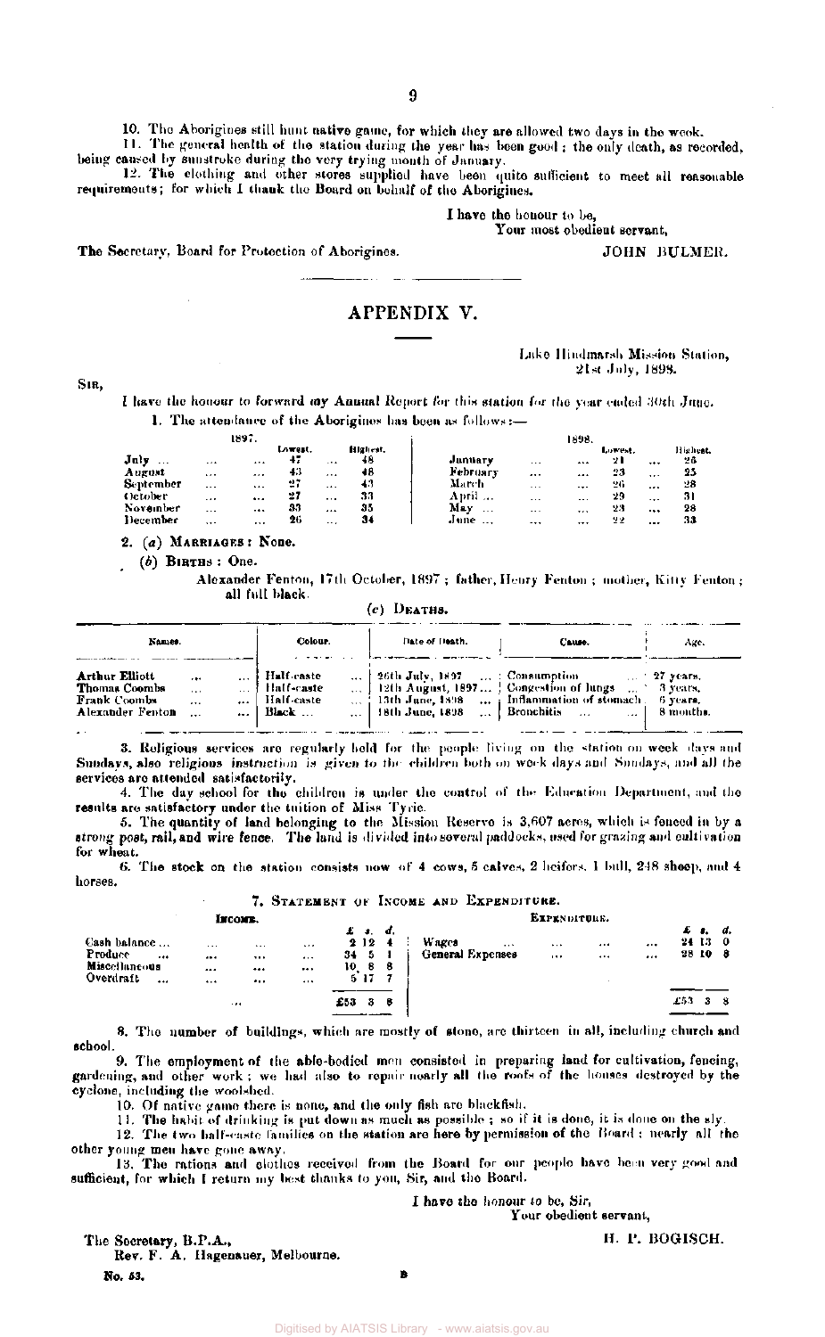10. The Aborigines still hunt native game, for which they are allowed two days in the week.

11. The general health of the station during the year has been good; the only death, as recorded, being caused by sunstroke during the very trying month of January.

12. The clothing and other stores supplied have been quite sufficient to meet all reasonable requirements; for which I thank the Board on behalf of the Aborigines.

I have the honour to be,
Your most obedient servant,

The Secretary, Board for Protection of Aborigines. JOHN BULMER.

---

## APPENDIX V.

Lake Hindmarsh Mission Station,
21st July, 1898.

SIR,

I have the honour to forward my Annual Report for this station for the year ended 30th June.

1. The attendance of the Aborigines has been as follows:—

| 1897. | Lowest. | Highest. | 1898. | Lowest. | Highest. |
|---|---|---|---|---|---|
| July ... | 47 | 48 | January | 21 | 26 |
| August | 43 | 48 | February | 23 | 25 |
| September | 27 | 43 | March | 26 | 28 |
| October | 27 | 33 | April ... | 29 | 31 |
| November | 33 | 35 | May ... | 23 | 28 |
| December | 26 | 34 | June ... | 22 | 33 |

2. (*a*) MARRIAGES: None.

(*b*) BIRTHS: One.

Alexander Fenton, 17th October, 1897; father, Henry Fenton; mother, Kitty Fenton; all full black.

(*c*) DEATHS.

| Names. | Colour. | Date of Death. | Cause. | Age. |
|---|---|---|---|---|
| Arthur Elliott | Half-caste | 26th July, 1897 | Consumption | 27 years. |
| Thomas Coombs | Half-caste | 12th August, 1897 | Congestion of lungs | 3 years. |
| Frank Coombs | Half-caste | 13th June, 1898 | Inflammation of stomach | 6 years. |
| Alexander Fenton | Black | 18th June, 1898 | Bronchitis | 8 months. |

3. Religious services are regularly held for the people living on the station on week days and Sundays, also religious instruction is given to the children both on week days and Sundays, and all the services are attended satisfactorily.

4. The day school for the children is under the control of the Education Department, and the results are satisfactory under the tuition of Miss Tyrie.

5. The quantity of land belonging to the Mission Reserve is 3,607 acres, which is fenced in by a strong post, rail, and wire fence. The land is divided into several paddocks, used for grazing and cultivation for wheat.

6. The stock on the station consists now of 4 cows, 5 calves, 2 heifers, 1 bull, 248 sheep, and 4 horses.

7. STATEMENT OF INCOME AND EXPENDITURE.

| INCOME. | £ s. d. | EXPENDITURE. | £ s. d. |
|---|---|---|---|
| Cash balance ... | 2 12 4 | Wages | 24 13 0 |
| Produce | 34 5 1 | General Expenses | 28 10 8 |
| Miscellaneous | 10 8 8 | | |
| Overdraft | 5 17 7 | | |
| | £53 3 8 | | £53 3 8 |

8. The number of buildings, which are mostly of stone, are thirteen in all, including church and school.

9. The employment of the able-bodied men consisted in preparing land for cultivation, fencing, gardening, and other work; we had also to repair nearly all the roofs of the houses destroyed by the cyclone, including the woolshed.

10. Of native game there is none, and the only fish are blackfish.

11. The habit of drinking is put down as much as possible; so if it is done, it is done on the sly.

12. The two half-caste families on the station are here by permission of the Board; nearly all the other young men have gone away.

13. The rations and clothes received from the Board for our people have been very good and sufficient, for which I return my best thanks to you, Sir, and the Board.

I have the honour to be, Sir,
Your obedient servant,

H. P. BOGISCH.

The Secretary, B.P.A.,
Rev. F. A. Hagenauer, Melbourne.

No. 53. B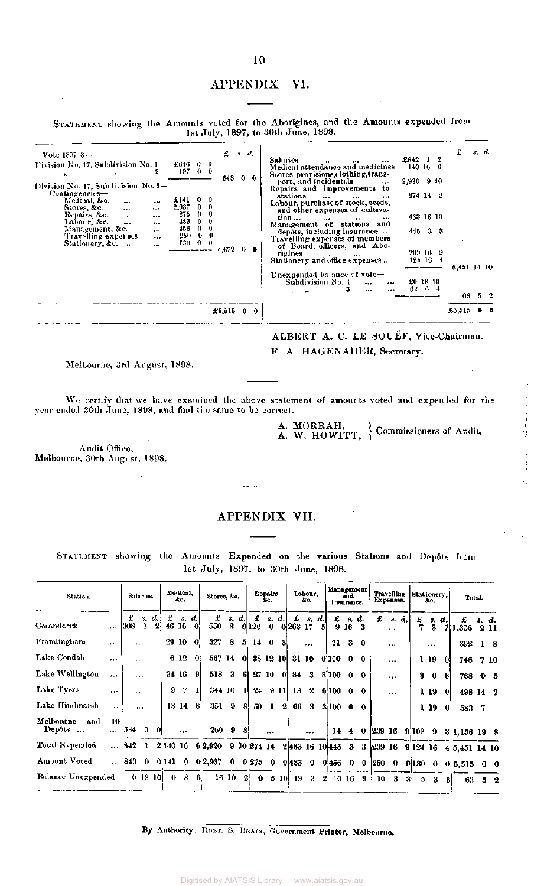## APPENDIX VI.

STATEMENT showing the Amounts voted for the Aborigines, and the Amounts expended from 1st July, 1897, to 30th June, 1898.

| | £ s. d. | £ s. d. | | £ s. d. | £ s. d. |
|---|---|---|---|---|---|
| Vote 1897-8— | | | Salaries ... ... ... | £842 1 2 | |
| Division No. 17, Subdivision No. 1 | £646 0 0 | | Medical attendance and medicines | 140 16 6 | |
| " " 2 | 197 0 0 | | Stores, provisions, clothing, transport, and incidentals ... | 2,920 9 10 | |
| | | 843 0 0 | Repairs and improvements to stations ... ... ... | 274 14 2 | |
| Division No. 17, Subdivision No. 3—Contingencies— | | | Labour, purchase of stock, seeds, and other expenses of cultivation ... ... ... ... | 463 16 10 | |
| Medical, &c. ... ... | £141 0 0 | | Management of stations and depôts, including insurance ... | 445 3 3 | |
| Stores, &c. ... ... | 2,937 0 0 | | Travelling expenses of members of Board, officers, and Aborigines ... ... ... | 239 16 9 | |
| Repairs, &c. ... ... | 275 0 0 | | Stationery and office expenses ... | 124 16 4 | |
| Labour, &c. ... ... | 483 0 0 | | | | 5,451 14 10 |
| Management, &c. ... | 456 0 0 | | Unexpended balance of vote— | | |
| Travelling expenses ... | 250 0 0 | | Subdivision No. 1 ... ... | £0 18 10 | |
| Stationery, &c. ... ... | 130 0 0 | | " 3 ... ... | 62 6 4 | |
| | | 4,672 0 0 | | | 63 5 2 |
| | | £5,515 0 0 | | | £5,515 0 0 |

ALBERT A. C. LE SOUËF, Vice-Chairman.
F. A. HAGENAUER, Secretary.

Melbourne, 3rd August, 1898.

We certify that we have examined the above statement of amounts voted and expended for the year ended 30th June, 1898, and find the same to be correct.

A. MORRAH, A. W. HOWITT, } Commissioners of Audit.

Audit Office,
Melbourne, 30th August, 1898.

## APPENDIX VII.

STATEMENT showing the Amounts Expended on the various Stations and Depôts from 1st July, 1897, to 30th June, 1898.

| Station. | Salaries. | Medical, &c. | Stores, &c. | Repairs, &c. | Labour, &c. | Management and Insurance. | Travelling Expenses. | Stationery, &c. | Total. |
|---|---|---|---|---|---|---|---|---|---|
| | £ s. d. | £ s. d. | £ s. d. | £ s. d. | £ s. d. | £ s. d. | £ s. d. | £ s. d. | £ s. d. |
| Coranderrk ... | 308 1 2 | 46 16 0 | 550 8 6 | 120 0 0 | 263 17 5 | 9 16 3 | ... | 7 3 7 | 1,306 2 11 |
| Framlingham ... | ... | 29 10 0 | 327 8 5 | 14 0 3 | ... | 21 8 0 | ... | ... | 392 1 8 |
| Lake Condah ... | ... | 6 12 0 | 567 14 0 | 38 12 10 | 31 10 0 | 100 0 0 | ... | 1 19 0 | 746 7 10 |
| Lake Wellington ... | ... | 34 16 9 | 518 3 6 | 27 10 0 | 84 3 8 | 100 0 0 | ... | 3 6 6 | 768 0 5 |
| Lake Tyers ... | ... | 9 7 1 | 344 16 1 | 24 9 11 | 18 2 6 | 100 0 0 | ... | 1 19 0 | 498 14 7 |
| Lake Hindmarsh ... | ... | 13 14 8 | 351 9 8 | 50 1 2 | 66 3 3 | 100 0 0 | ... | 1 19 0 | 583 7 |
| Melbourne and Depôts ... | 534 0 0 | ... | 260 9 8 | ... | ... | 14 4 0 | 239 16 9 | 108 9 3 | 1,156 19 8 |
| Total Expended ... | 842 1 2 | 140 16 6 | 2,920 9 10 | 274 14 2 | 463 16 10 | 445 3 3 | 239 16 9 | 124 16 4 | 5,451 14 10 |
| Amount Voted ... | 843 0 0 | 141 0 0 | 2,937 0 0 | 275 0 0 | 483 0 0 | 456 0 0 | 250 0 0 | 130 0 0 | 5,515 0 0 |
| Balance Unexpended | 0 18 10 | 0 3 6 | 16 10 2 | 0 5 10 | 19 3 2 | 10 16 9 | 10 3 3 | 5 3 8 | 63 5 2 |

By Authority: ROBT. S. BRAIN, Government Printer, Melbourne.